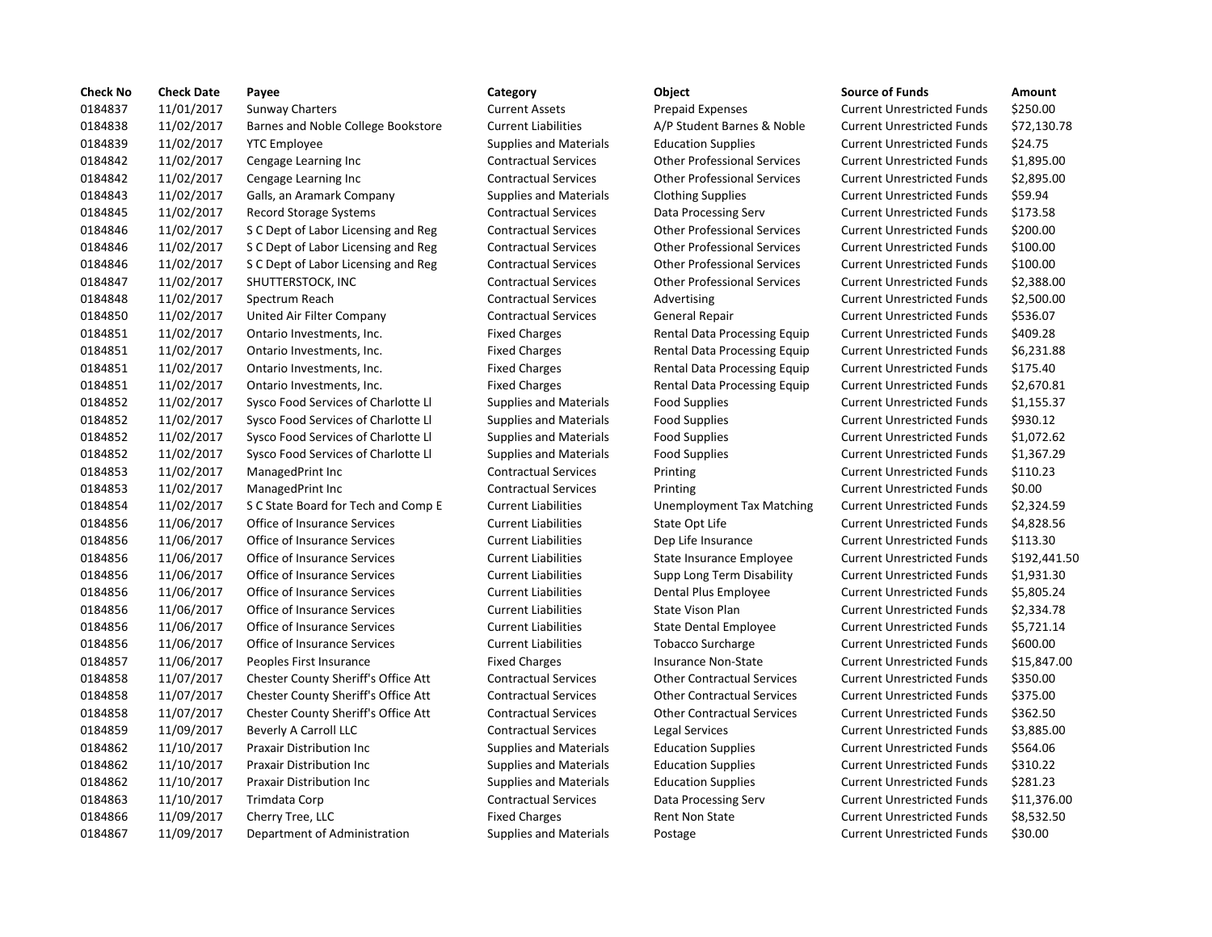| Check No | Check Date | Payee | Category | Object | Source of Funds | Amount |
|---|---|---|---|---|---|---|
| 0184837 | 11/01/2017 | Sunway Charters | Current Assets | Prepaid Expenses | Current Unrestricted Funds | $250.00 |
| 0184838 | 11/02/2017 | Barnes and Noble College Bookstore | Current Liabilities | A/P Student Barnes & Noble | Current Unrestricted Funds | $72,130.78 |
| 0184839 | 11/02/2017 | YTC Employee | Supplies and Materials | Education Supplies | Current Unrestricted Funds | $24.75 |
| 0184842 | 11/02/2017 | Cengage Learning Inc | Contractual Services | Other Professional Services | Current Unrestricted Funds | $1,895.00 |
| 0184842 | 11/02/2017 | Cengage Learning Inc | Contractual Services | Other Professional Services | Current Unrestricted Funds | $2,895.00 |
| 0184843 | 11/02/2017 | Galls, an Aramark Company | Supplies and Materials | Clothing Supplies | Current Unrestricted Funds | $59.94 |
| 0184845 | 11/02/2017 | Record Storage Systems | Contractual Services | Data Processing Serv | Current Unrestricted Funds | $173.58 |
| 0184846 | 11/02/2017 | S C Dept of Labor Licensing and Reg | Contractual Services | Other Professional Services | Current Unrestricted Funds | $200.00 |
| 0184846 | 11/02/2017 | S C Dept of Labor Licensing and Reg | Contractual Services | Other Professional Services | Current Unrestricted Funds | $100.00 |
| 0184846 | 11/02/2017 | S C Dept of Labor Licensing and Reg | Contractual Services | Other Professional Services | Current Unrestricted Funds | $100.00 |
| 0184847 | 11/02/2017 | SHUTTERSTOCK, INC | Contractual Services | Other Professional Services | Current Unrestricted Funds | $2,388.00 |
| 0184848 | 11/02/2017 | Spectrum Reach | Contractual Services | Advertising | Current Unrestricted Funds | $2,500.00 |
| 0184850 | 11/02/2017 | United Air Filter Company | Contractual Services | General Repair | Current Unrestricted Funds | $536.07 |
| 0184851 | 11/02/2017 | Ontario Investments, Inc. | Fixed Charges | Rental Data Processing Equip | Current Unrestricted Funds | $409.28 |
| 0184851 | 11/02/2017 | Ontario Investments, Inc. | Fixed Charges | Rental Data Processing Equip | Current Unrestricted Funds | $6,231.88 |
| 0184851 | 11/02/2017 | Ontario Investments, Inc. | Fixed Charges | Rental Data Processing Equip | Current Unrestricted Funds | $175.40 |
| 0184851 | 11/02/2017 | Ontario Investments, Inc. | Fixed Charges | Rental Data Processing Equip | Current Unrestricted Funds | $2,670.81 |
| 0184852 | 11/02/2017 | Sysco Food Services of Charlotte Ll | Supplies and Materials | Food Supplies | Current Unrestricted Funds | $1,155.37 |
| 0184852 | 11/02/2017 | Sysco Food Services of Charlotte Ll | Supplies and Materials | Food Supplies | Current Unrestricted Funds | $930.12 |
| 0184852 | 11/02/2017 | Sysco Food Services of Charlotte Ll | Supplies and Materials | Food Supplies | Current Unrestricted Funds | $1,072.62 |
| 0184852 | 11/02/2017 | Sysco Food Services of Charlotte Ll | Supplies and Materials | Food Supplies | Current Unrestricted Funds | $1,367.29 |
| 0184853 | 11/02/2017 | ManagedPrint Inc | Contractual Services | Printing | Current Unrestricted Funds | $110.23 |
| 0184853 | 11/02/2017 | ManagedPrint Inc | Contractual Services | Printing | Current Unrestricted Funds | $0.00 |
| 0184854 | 11/02/2017 | S C State Board for Tech and Comp E | Current Liabilities | Unemployment Tax Matching | Current Unrestricted Funds | $2,324.59 |
| 0184856 | 11/06/2017 | Office of Insurance Services | Current Liabilities | State Opt Life | Current Unrestricted Funds | $4,828.56 |
| 0184856 | 11/06/2017 | Office of Insurance Services | Current Liabilities | Dep Life Insurance | Current Unrestricted Funds | $113.30 |
| 0184856 | 11/06/2017 | Office of Insurance Services | Current Liabilities | State Insurance Employee | Current Unrestricted Funds | $192,441.50 |
| 0184856 | 11/06/2017 | Office of Insurance Services | Current Liabilities | Supp Long Term Disability | Current Unrestricted Funds | $1,931.30 |
| 0184856 | 11/06/2017 | Office of Insurance Services | Current Liabilities | Dental Plus Employee | Current Unrestricted Funds | $5,805.24 |
| 0184856 | 11/06/2017 | Office of Insurance Services | Current Liabilities | State Vison Plan | Current Unrestricted Funds | $2,334.78 |
| 0184856 | 11/06/2017 | Office of Insurance Services | Current Liabilities | State Dental Employee | Current Unrestricted Funds | $5,721.14 |
| 0184856 | 11/06/2017 | Office of Insurance Services | Current Liabilities | Tobacco Surcharge | Current Unrestricted Funds | $600.00 |
| 0184857 | 11/06/2017 | Peoples First Insurance | Fixed Charges | Insurance Non-State | Current Unrestricted Funds | $15,847.00 |
| 0184858 | 11/07/2017 | Chester County Sheriff's Office Att | Contractual Services | Other Contractual Services | Current Unrestricted Funds | $350.00 |
| 0184858 | 11/07/2017 | Chester County Sheriff's Office Att | Contractual Services | Other Contractual Services | Current Unrestricted Funds | $375.00 |
| 0184858 | 11/07/2017 | Chester County Sheriff's Office Att | Contractual Services | Other Contractual Services | Current Unrestricted Funds | $362.50 |
| 0184859 | 11/09/2017 | Beverly A Carroll LLC | Contractual Services | Legal Services | Current Unrestricted Funds | $3,885.00 |
| 0184862 | 11/10/2017 | Praxair Distribution Inc | Supplies and Materials | Education Supplies | Current Unrestricted Funds | $564.06 |
| 0184862 | 11/10/2017 | Praxair Distribution Inc | Supplies and Materials | Education Supplies | Current Unrestricted Funds | $310.22 |
| 0184862 | 11/10/2017 | Praxair Distribution Inc | Supplies and Materials | Education Supplies | Current Unrestricted Funds | $281.23 |
| 0184863 | 11/10/2017 | Trimdata Corp | Contractual Services | Data Processing Serv | Current Unrestricted Funds | $11,376.00 |
| 0184866 | 11/09/2017 | Cherry Tree, LLC | Fixed Charges | Rent Non State | Current Unrestricted Funds | $8,532.50 |
| 0184867 | 11/09/2017 | Department of Administration | Supplies and Materials | Postage | Current Unrestricted Funds | $30.00 |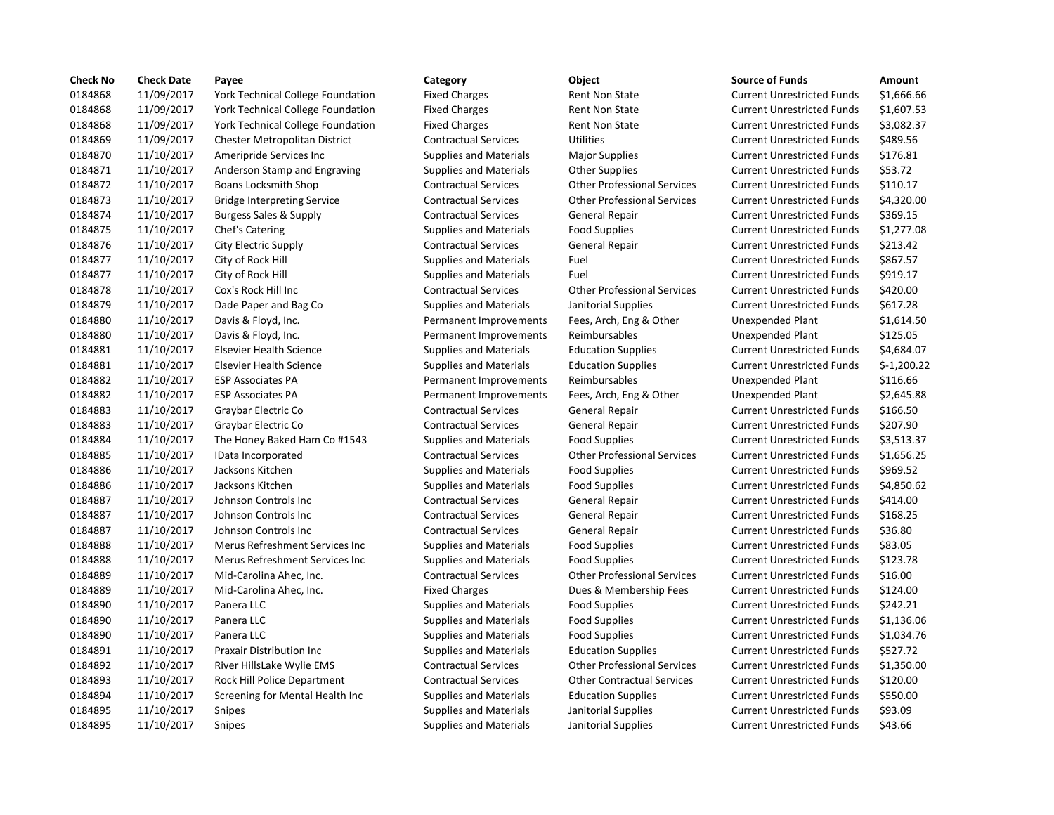| Check No | Check Date | Payee | Category | Object | Source of Funds | Amount |
|---|---|---|---|---|---|---|
| 0184868 | 11/09/2017 | York Technical College Foundation | Fixed Charges | Rent Non State | Current Unrestricted Funds | $1,666.66 |
| 0184868 | 11/09/2017 | York Technical College Foundation | Fixed Charges | Rent Non State | Current Unrestricted Funds | $1,607.53 |
| 0184868 | 11/09/2017 | York Technical College Foundation | Fixed Charges | Rent Non State | Current Unrestricted Funds | $3,082.37 |
| 0184869 | 11/09/2017 | Chester Metropolitan District | Contractual Services | Utilities | Current Unrestricted Funds | $489.56 |
| 0184870 | 11/10/2017 | Ameripride Services Inc | Supplies and Materials | Major Supplies | Current Unrestricted Funds | $176.81 |
| 0184871 | 11/10/2017 | Anderson Stamp and Engraving | Supplies and Materials | Other Supplies | Current Unrestricted Funds | $53.72 |
| 0184872 | 11/10/2017 | Boans Locksmith Shop | Contractual Services | Other Professional Services | Current Unrestricted Funds | $110.17 |
| 0184873 | 11/10/2017 | Bridge Interpreting Service | Contractual Services | Other Professional Services | Current Unrestricted Funds | $4,320.00 |
| 0184874 | 11/10/2017 | Burgess Sales & Supply | Contractual Services | General Repair | Current Unrestricted Funds | $369.15 |
| 0184875 | 11/10/2017 | Chef's Catering | Supplies and Materials | Food Supplies | Current Unrestricted Funds | $1,277.08 |
| 0184876 | 11/10/2017 | City Electric Supply | Contractual Services | General Repair | Current Unrestricted Funds | $213.42 |
| 0184877 | 11/10/2017 | City of Rock Hill | Supplies and Materials | Fuel | Current Unrestricted Funds | $867.57 |
| 0184877 | 11/10/2017 | City of Rock Hill | Supplies and Materials | Fuel | Current Unrestricted Funds | $919.17 |
| 0184878 | 11/10/2017 | Cox's Rock Hill Inc | Contractual Services | Other Professional Services | Current Unrestricted Funds | $420.00 |
| 0184879 | 11/10/2017 | Dade Paper and Bag Co | Supplies and Materials | Janitorial Supplies | Current Unrestricted Funds | $617.28 |
| 0184880 | 11/10/2017 | Davis & Floyd, Inc. | Permanent Improvements | Fees, Arch, Eng & Other | Unexpended Plant | $1,614.50 |
| 0184880 | 11/10/2017 | Davis & Floyd, Inc. | Permanent Improvements | Reimbursables | Unexpended Plant | $125.05 |
| 0184881 | 11/10/2017 | Elsevier Health Science | Supplies and Materials | Education Supplies | Current Unrestricted Funds | $4,684.07 |
| 0184881 | 11/10/2017 | Elsevier Health Science | Supplies and Materials | Education Supplies | Current Unrestricted Funds | $-1,200.22 |
| 0184882 | 11/10/2017 | ESP Associates PA | Permanent Improvements | Reimbursables | Unexpended Plant | $116.66 |
| 0184882 | 11/10/2017 | ESP Associates PA | Permanent Improvements | Fees, Arch, Eng & Other | Unexpended Plant | $2,645.88 |
| 0184883 | 11/10/2017 | Graybar Electric Co | Contractual Services | General Repair | Current Unrestricted Funds | $166.50 |
| 0184883 | 11/10/2017 | Graybar Electric Co | Contractual Services | General Repair | Current Unrestricted Funds | $207.90 |
| 0184884 | 11/10/2017 | The Honey Baked Ham Co #1543 | Supplies and Materials | Food Supplies | Current Unrestricted Funds | $3,513.37 |
| 0184885 | 11/10/2017 | IData Incorporated | Contractual Services | Other Professional Services | Current Unrestricted Funds | $1,656.25 |
| 0184886 | 11/10/2017 | Jacksons Kitchen | Supplies and Materials | Food Supplies | Current Unrestricted Funds | $969.52 |
| 0184886 | 11/10/2017 | Jacksons Kitchen | Supplies and Materials | Food Supplies | Current Unrestricted Funds | $4,850.62 |
| 0184887 | 11/10/2017 | Johnson Controls Inc | Contractual Services | General Repair | Current Unrestricted Funds | $414.00 |
| 0184887 | 11/10/2017 | Johnson Controls Inc | Contractual Services | General Repair | Current Unrestricted Funds | $168.25 |
| 0184887 | 11/10/2017 | Johnson Controls Inc | Contractual Services | General Repair | Current Unrestricted Funds | $36.80 |
| 0184888 | 11/10/2017 | Merus Refreshment Services Inc | Supplies and Materials | Food Supplies | Current Unrestricted Funds | $83.05 |
| 0184888 | 11/10/2017 | Merus Refreshment Services Inc | Supplies and Materials | Food Supplies | Current Unrestricted Funds | $123.78 |
| 0184889 | 11/10/2017 | Mid-Carolina Ahec, Inc. | Contractual Services | Other Professional Services | Current Unrestricted Funds | $16.00 |
| 0184889 | 11/10/2017 | Mid-Carolina Ahec, Inc. | Fixed Charges | Dues & Membership Fees | Current Unrestricted Funds | $124.00 |
| 0184890 | 11/10/2017 | Panera LLC | Supplies and Materials | Food Supplies | Current Unrestricted Funds | $242.21 |
| 0184890 | 11/10/2017 | Panera LLC | Supplies and Materials | Food Supplies | Current Unrestricted Funds | $1,136.06 |
| 0184890 | 11/10/2017 | Panera LLC | Supplies and Materials | Food Supplies | Current Unrestricted Funds | $1,034.76 |
| 0184891 | 11/10/2017 | Praxair Distribution Inc | Supplies and Materials | Education Supplies | Current Unrestricted Funds | $527.72 |
| 0184892 | 11/10/2017 | River HillsLake Wylie EMS | Contractual Services | Other Professional Services | Current Unrestricted Funds | $1,350.00 |
| 0184893 | 11/10/2017 | Rock Hill Police Department | Contractual Services | Other Contractual Services | Current Unrestricted Funds | $120.00 |
| 0184894 | 11/10/2017 | Screening for Mental Health Inc | Supplies and Materials | Education Supplies | Current Unrestricted Funds | $550.00 |
| 0184895 | 11/10/2017 | Snipes | Supplies and Materials | Janitorial Supplies | Current Unrestricted Funds | $93.09 |
| 0184895 | 11/10/2017 | Snipes | Supplies and Materials | Janitorial Supplies | Current Unrestricted Funds | $43.66 |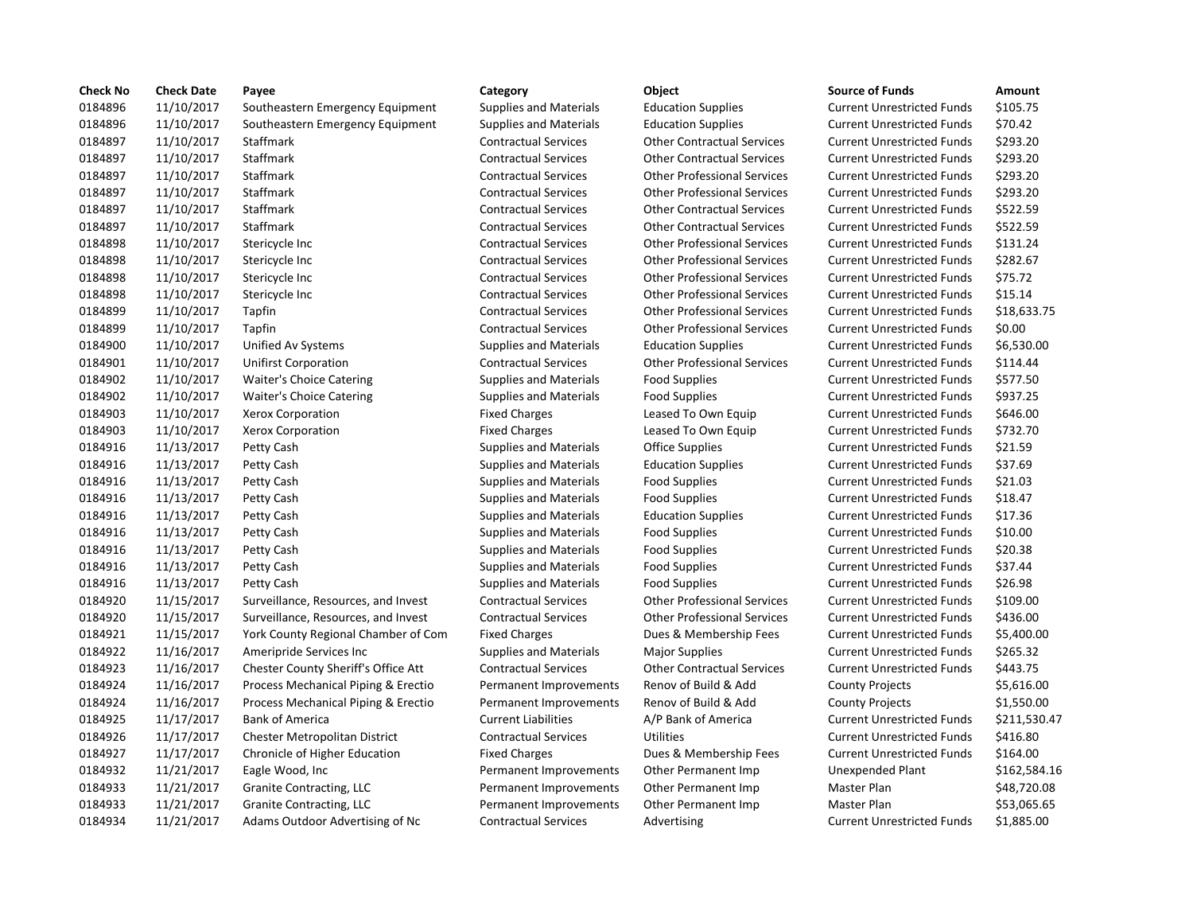| Check No | Check Date | Payee | Category | Object | Source of Funds | Amount |
|---|---|---|---|---|---|---|
| 0184896 | 11/10/2017 | Southeastern Emergency Equipment | Supplies and Materials | Education Supplies | Current Unrestricted Funds | $105.75 |
| 0184896 | 11/10/2017 | Southeastern Emergency Equipment | Supplies and Materials | Education Supplies | Current Unrestricted Funds | $70.42 |
| 0184897 | 11/10/2017 | Staffmark | Contractual Services | Other Contractual Services | Current Unrestricted Funds | $293.20 |
| 0184897 | 11/10/2017 | Staffmark | Contractual Services | Other Contractual Services | Current Unrestricted Funds | $293.20 |
| 0184897 | 11/10/2017 | Staffmark | Contractual Services | Other Professional Services | Current Unrestricted Funds | $293.20 |
| 0184897 | 11/10/2017 | Staffmark | Contractual Services | Other Professional Services | Current Unrestricted Funds | $293.20 |
| 0184897 | 11/10/2017 | Staffmark | Contractual Services | Other Contractual Services | Current Unrestricted Funds | $522.59 |
| 0184897 | 11/10/2017 | Staffmark | Contractual Services | Other Contractual Services | Current Unrestricted Funds | $522.59 |
| 0184898 | 11/10/2017 | Stericycle Inc | Contractual Services | Other Professional Services | Current Unrestricted Funds | $131.24 |
| 0184898 | 11/10/2017 | Stericycle Inc | Contractual Services | Other Professional Services | Current Unrestricted Funds | $282.67 |
| 0184898 | 11/10/2017 | Stericycle Inc | Contractual Services | Other Professional Services | Current Unrestricted Funds | $75.72 |
| 0184898 | 11/10/2017 | Stericycle Inc | Contractual Services | Other Professional Services | Current Unrestricted Funds | $15.14 |
| 0184899 | 11/10/2017 | Tapfin | Contractual Services | Other Professional Services | Current Unrestricted Funds | $18,633.75 |
| 0184899 | 11/10/2017 | Tapfin | Contractual Services | Other Professional Services | Current Unrestricted Funds | $0.00 |
| 0184900 | 11/10/2017 | Unified Av Systems | Supplies and Materials | Education Supplies | Current Unrestricted Funds | $6,530.00 |
| 0184901 | 11/10/2017 | Unifirst Corporation | Contractual Services | Other Professional Services | Current Unrestricted Funds | $114.44 |
| 0184902 | 11/10/2017 | Waiter's Choice Catering | Supplies and Materials | Food Supplies | Current Unrestricted Funds | $577.50 |
| 0184902 | 11/10/2017 | Waiter's Choice Catering | Supplies and Materials | Food Supplies | Current Unrestricted Funds | $937.25 |
| 0184903 | 11/10/2017 | Xerox Corporation | Fixed Charges | Leased To Own Equip | Current Unrestricted Funds | $646.00 |
| 0184903 | 11/10/2017 | Xerox Corporation | Fixed Charges | Leased To Own Equip | Current Unrestricted Funds | $732.70 |
| 0184916 | 11/13/2017 | Petty Cash | Supplies and Materials | Office Supplies | Current Unrestricted Funds | $21.59 |
| 0184916 | 11/13/2017 | Petty Cash | Supplies and Materials | Education Supplies | Current Unrestricted Funds | $37.69 |
| 0184916 | 11/13/2017 | Petty Cash | Supplies and Materials | Food Supplies | Current Unrestricted Funds | $21.03 |
| 0184916 | 11/13/2017 | Petty Cash | Supplies and Materials | Food Supplies | Current Unrestricted Funds | $18.47 |
| 0184916 | 11/13/2017 | Petty Cash | Supplies and Materials | Education Supplies | Current Unrestricted Funds | $17.36 |
| 0184916 | 11/13/2017 | Petty Cash | Supplies and Materials | Food Supplies | Current Unrestricted Funds | $10.00 |
| 0184916 | 11/13/2017 | Petty Cash | Supplies and Materials | Food Supplies | Current Unrestricted Funds | $20.38 |
| 0184916 | 11/13/2017 | Petty Cash | Supplies and Materials | Food Supplies | Current Unrestricted Funds | $37.44 |
| 0184916 | 11/13/2017 | Petty Cash | Supplies and Materials | Food Supplies | Current Unrestricted Funds | $26.98 |
| 0184920 | 11/15/2017 | Surveillance, Resources, and Invest | Contractual Services | Other Professional Services | Current Unrestricted Funds | $109.00 |
| 0184920 | 11/15/2017 | Surveillance, Resources, and Invest | Contractual Services | Other Professional Services | Current Unrestricted Funds | $436.00 |
| 0184921 | 11/15/2017 | York County Regional Chamber of Com | Fixed Charges | Dues & Membership Fees | Current Unrestricted Funds | $5,400.00 |
| 0184922 | 11/16/2017 | Ameripride Services Inc | Supplies and Materials | Major Supplies | Current Unrestricted Funds | $265.32 |
| 0184923 | 11/16/2017 | Chester County Sheriff's Office Att | Contractual Services | Other Contractual Services | Current Unrestricted Funds | $443.75 |
| 0184924 | 11/16/2017 | Process Mechanical Piping & Erectio | Permanent Improvements | Renov of Build & Add | County Projects | $5,616.00 |
| 0184924 | 11/16/2017 | Process Mechanical Piping & Erectio | Permanent Improvements | Renov of Build & Add | County Projects | $1,550.00 |
| 0184925 | 11/17/2017 | Bank of America | Current Liabilities | A/P Bank of America | Current Unrestricted Funds | $211,530.47 |
| 0184926 | 11/17/2017 | Chester Metropolitan District | Contractual Services | Utilities | Current Unrestricted Funds | $416.80 |
| 0184927 | 11/17/2017 | Chronicle of Higher Education | Fixed Charges | Dues & Membership Fees | Current Unrestricted Funds | $164.00 |
| 0184932 | 11/21/2017 | Eagle Wood, Inc | Permanent Improvements | Other Permanent Imp | Unexpended Plant | $162,584.16 |
| 0184933 | 11/21/2017 | Granite Contracting, LLC | Permanent Improvements | Other Permanent Imp | Master Plan | $48,720.08 |
| 0184933 | 11/21/2017 | Granite Contracting, LLC | Permanent Improvements | Other Permanent Imp | Master Plan | $53,065.65 |
| 0184934 | 11/21/2017 | Adams Outdoor Advertising of Nc | Contractual Services | Advertising | Current Unrestricted Funds | $1,885.00 |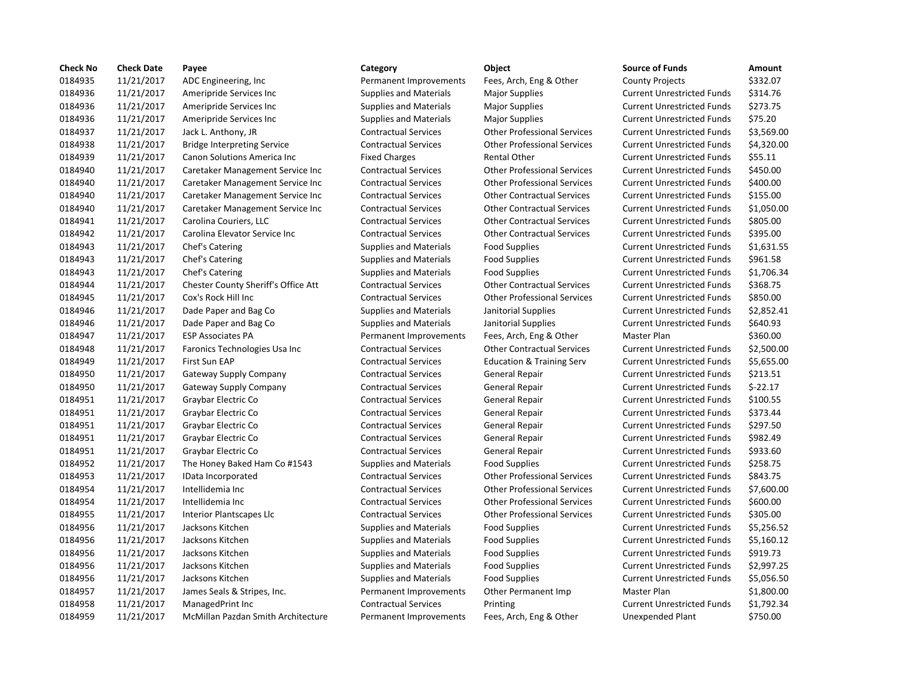| Check No | Check Date | Payee | Category | Object | Source of Funds | Amount |
|---|---|---|---|---|---|---|
| 0184935 | 11/21/2017 | ADC Engineering, Inc | Permanent Improvements | Fees, Arch, Eng & Other | County Projects | $332.07 |
| 0184936 | 11/21/2017 | Ameripride Services Inc | Supplies and Materials | Major Supplies | Current Unrestricted Funds | $314.76 |
| 0184936 | 11/21/2017 | Ameripride Services Inc | Supplies and Materials | Major Supplies | Current Unrestricted Funds | $273.75 |
| 0184936 | 11/21/2017 | Ameripride Services Inc | Supplies and Materials | Major Supplies | Current Unrestricted Funds | $75.20 |
| 0184937 | 11/21/2017 | Jack L. Anthony, JR | Contractual Services | Other Professional Services | Current Unrestricted Funds | $3,569.00 |
| 0184938 | 11/21/2017 | Bridge Interpreting Service | Contractual Services | Other Professional Services | Current Unrestricted Funds | $4,320.00 |
| 0184939 | 11/21/2017 | Canon Solutions America Inc | Fixed Charges | Rental Other | Current Unrestricted Funds | $55.11 |
| 0184940 | 11/21/2017 | Caretaker Management Service Inc | Contractual Services | Other Professional Services | Current Unrestricted Funds | $450.00 |
| 0184940 | 11/21/2017 | Caretaker Management Service Inc | Contractual Services | Other Professional Services | Current Unrestricted Funds | $400.00 |
| 0184940 | 11/21/2017 | Caretaker Management Service Inc | Contractual Services | Other Contractual Services | Current Unrestricted Funds | $155.00 |
| 0184940 | 11/21/2017 | Caretaker Management Service Inc | Contractual Services | Other Contractual Services | Current Unrestricted Funds | $1,050.00 |
| 0184941 | 11/21/2017 | Carolina Couriers, LLC | Contractual Services | Other Contractual Services | Current Unrestricted Funds | $805.00 |
| 0184942 | 11/21/2017 | Carolina Elevator Service Inc | Contractual Services | Other Contractual Services | Current Unrestricted Funds | $395.00 |
| 0184943 | 11/21/2017 | Chef's Catering | Supplies and Materials | Food Supplies | Current Unrestricted Funds | $1,631.55 |
| 0184943 | 11/21/2017 | Chef's Catering | Supplies and Materials | Food Supplies | Current Unrestricted Funds | $961.58 |
| 0184943 | 11/21/2017 | Chef's Catering | Supplies and Materials | Food Supplies | Current Unrestricted Funds | $1,706.34 |
| 0184944 | 11/21/2017 | Chester County Sheriff's Office Att | Contractual Services | Other Contractual Services | Current Unrestricted Funds | $368.75 |
| 0184945 | 11/21/2017 | Cox's Rock Hill Inc | Contractual Services | Other Professional Services | Current Unrestricted Funds | $850.00 |
| 0184946 | 11/21/2017 | Dade Paper and Bag Co | Supplies and Materials | Janitorial Supplies | Current Unrestricted Funds | $2,852.41 |
| 0184946 | 11/21/2017 | Dade Paper and Bag Co | Supplies and Materials | Janitorial Supplies | Current Unrestricted Funds | $640.93 |
| 0184947 | 11/21/2017 | ESP Associates PA | Permanent Improvements | Fees, Arch, Eng & Other | Master Plan | $360.00 |
| 0184948 | 11/21/2017 | Faronics Technologies Usa Inc | Contractual Services | Other Contractual Services | Current Unrestricted Funds | $2,500.00 |
| 0184949 | 11/21/2017 | First Sun EAP | Contractual Services | Education & Training Serv | Current Unrestricted Funds | $5,655.00 |
| 0184950 | 11/21/2017 | Gateway Supply Company | Contractual Services | General Repair | Current Unrestricted Funds | $213.51 |
| 0184950 | 11/21/2017 | Gateway Supply Company | Contractual Services | General Repair | Current Unrestricted Funds | $-22.17 |
| 0184951 | 11/21/2017 | Graybar Electric Co | Contractual Services | General Repair | Current Unrestricted Funds | $100.55 |
| 0184951 | 11/21/2017 | Graybar Electric Co | Contractual Services | General Repair | Current Unrestricted Funds | $373.44 |
| 0184951 | 11/21/2017 | Graybar Electric Co | Contractual Services | General Repair | Current Unrestricted Funds | $297.50 |
| 0184951 | 11/21/2017 | Graybar Electric Co | Contractual Services | General Repair | Current Unrestricted Funds | $982.49 |
| 0184951 | 11/21/2017 | Graybar Electric Co | Contractual Services | General Repair | Current Unrestricted Funds | $933.60 |
| 0184952 | 11/21/2017 | The Honey Baked Ham Co #1543 | Supplies and Materials | Food Supplies | Current Unrestricted Funds | $258.75 |
| 0184953 | 11/21/2017 | IData Incorporated | Contractual Services | Other Professional Services | Current Unrestricted Funds | $843.75 |
| 0184954 | 11/21/2017 | Intellidemia Inc | Contractual Services | Other Professional Services | Current Unrestricted Funds | $7,600.00 |
| 0184954 | 11/21/2017 | Intellidemia Inc | Contractual Services | Other Professional Services | Current Unrestricted Funds | $600.00 |
| 0184955 | 11/21/2017 | Interior Plantscapes Llc | Contractual Services | Other Professional Services | Current Unrestricted Funds | $305.00 |
| 0184956 | 11/21/2017 | Jacksons Kitchen | Supplies and Materials | Food Supplies | Current Unrestricted Funds | $5,256.52 |
| 0184956 | 11/21/2017 | Jacksons Kitchen | Supplies and Materials | Food Supplies | Current Unrestricted Funds | $5,160.12 |
| 0184956 | 11/21/2017 | Jacksons Kitchen | Supplies and Materials | Food Supplies | Current Unrestricted Funds | $919.73 |
| 0184956 | 11/21/2017 | Jacksons Kitchen | Supplies and Materials | Food Supplies | Current Unrestricted Funds | $2,997.25 |
| 0184956 | 11/21/2017 | Jacksons Kitchen | Supplies and Materials | Food Supplies | Current Unrestricted Funds | $5,056.50 |
| 0184957 | 11/21/2017 | James Seals & Stripes, Inc. | Permanent Improvements | Other Permanent Imp | Master Plan | $1,800.00 |
| 0184958 | 11/21/2017 | ManagedPrint Inc | Contractual Services | Printing | Current Unrestricted Funds | $1,792.34 |
| 0184959 | 11/21/2017 | McMillan Pazdan Smith Architecture | Permanent Improvements | Fees, Arch, Eng & Other | Unexpended Plant | $750.00 |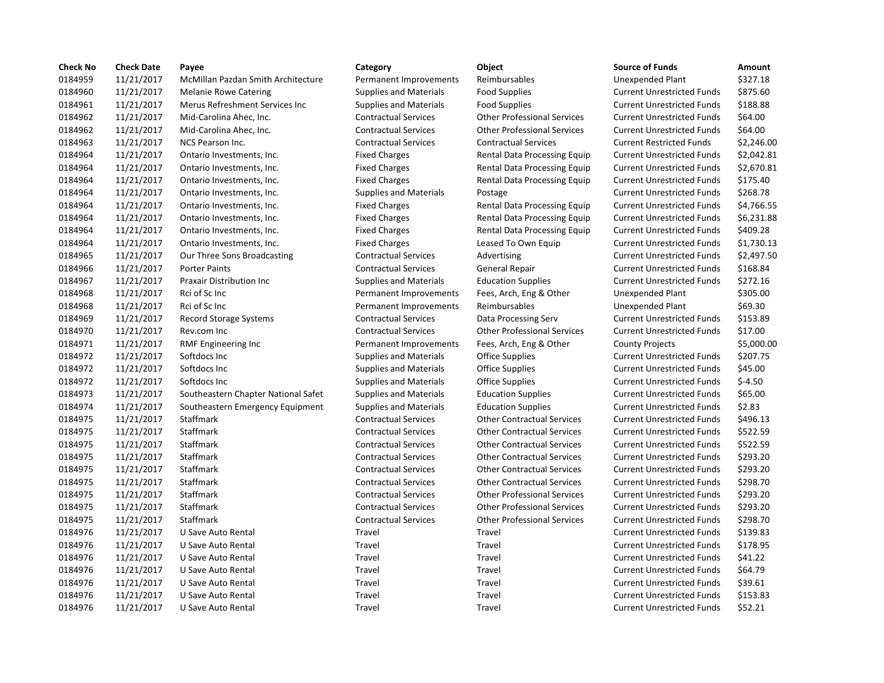| Check No | Check Date | Payee | Category | Object | Source of Funds | Amount |
|---|---|---|---|---|---|---|
| 0184959 | 11/21/2017 | McMillan Pazdan Smith Architecture | Permanent Improvements | Reimbursables | Unexpended Plant | $327.18 |
| 0184960 | 11/21/2017 | Melanie Rowe Catering | Supplies and Materials | Food Supplies | Current Unrestricted Funds | $875.60 |
| 0184961 | 11/21/2017 | Merus Refreshment Services Inc | Supplies and Materials | Food Supplies | Current Unrestricted Funds | $188.88 |
| 0184962 | 11/21/2017 | Mid-Carolina Ahec, Inc. | Contractual Services | Other Professional Services | Current Unrestricted Funds | $64.00 |
| 0184962 | 11/21/2017 | Mid-Carolina Ahec, Inc. | Contractual Services | Other Professional Services | Current Unrestricted Funds | $64.00 |
| 0184963 | 11/21/2017 | NCS Pearson Inc. | Contractual Services | Contractual Services | Current Restricted Funds | $2,246.00 |
| 0184964 | 11/21/2017 | Ontario Investments, Inc. | Fixed Charges | Rental Data Processing Equip | Current Unrestricted Funds | $2,042.81 |
| 0184964 | 11/21/2017 | Ontario Investments, Inc. | Fixed Charges | Rental Data Processing Equip | Current Unrestricted Funds | $2,670.81 |
| 0184964 | 11/21/2017 | Ontario Investments, Inc. | Fixed Charges | Rental Data Processing Equip | Current Unrestricted Funds | $175.40 |
| 0184964 | 11/21/2017 | Ontario Investments, Inc. | Supplies and Materials | Postage | Current Unrestricted Funds | $268.78 |
| 0184964 | 11/21/2017 | Ontario Investments, Inc. | Fixed Charges | Rental Data Processing Equip | Current Unrestricted Funds | $4,766.55 |
| 0184964 | 11/21/2017 | Ontario Investments, Inc. | Fixed Charges | Rental Data Processing Equip | Current Unrestricted Funds | $6,231.88 |
| 0184964 | 11/21/2017 | Ontario Investments, Inc. | Fixed Charges | Rental Data Processing Equip | Current Unrestricted Funds | $409.28 |
| 0184964 | 11/21/2017 | Ontario Investments, Inc. | Fixed Charges | Leased To Own Equip | Current Unrestricted Funds | $1,730.13 |
| 0184965 | 11/21/2017 | Our Three Sons Broadcasting | Contractual Services | Advertising | Current Unrestricted Funds | $2,497.50 |
| 0184966 | 11/21/2017 | Porter Paints | Contractual Services | General Repair | Current Unrestricted Funds | $168.84 |
| 0184967 | 11/21/2017 | Praxair Distribution Inc | Supplies and Materials | Education Supplies | Current Unrestricted Funds | $272.16 |
| 0184968 | 11/21/2017 | Rci of Sc Inc | Permanent Improvements | Fees, Arch, Eng & Other | Unexpended Plant | $305.00 |
| 0184968 | 11/21/2017 | Rci of Sc Inc | Permanent Improvements | Reimbursables | Unexpended Plant | $69.30 |
| 0184969 | 11/21/2017 | Record Storage Systems | Contractual Services | Data Processing Serv | Current Unrestricted Funds | $153.89 |
| 0184970 | 11/21/2017 | Rev.com Inc | Contractual Services | Other Professional Services | Current Unrestricted Funds | $17.00 |
| 0184971 | 11/21/2017 | RMF Engineering Inc | Permanent Improvements | Fees, Arch, Eng & Other | County Projects | $5,000.00 |
| 0184972 | 11/21/2017 | Softdocs Inc | Supplies and Materials | Office Supplies | Current Unrestricted Funds | $207.75 |
| 0184972 | 11/21/2017 | Softdocs Inc | Supplies and Materials | Office Supplies | Current Unrestricted Funds | $45.00 |
| 0184972 | 11/21/2017 | Softdocs Inc | Supplies and Materials | Office Supplies | Current Unrestricted Funds | $-4.50 |
| 0184973 | 11/21/2017 | Southeastern Chapter National Safet | Supplies and Materials | Education Supplies | Current Unrestricted Funds | $65.00 |
| 0184974 | 11/21/2017 | Southeastern Emergency Equipment | Supplies and Materials | Education Supplies | Current Unrestricted Funds | $2.83 |
| 0184975 | 11/21/2017 | Staffmark | Contractual Services | Other Contractual Services | Current Unrestricted Funds | $496.13 |
| 0184975 | 11/21/2017 | Staffmark | Contractual Services | Other Contractual Services | Current Unrestricted Funds | $522.59 |
| 0184975 | 11/21/2017 | Staffmark | Contractual Services | Other Contractual Services | Current Unrestricted Funds | $522.59 |
| 0184975 | 11/21/2017 | Staffmark | Contractual Services | Other Contractual Services | Current Unrestricted Funds | $293.20 |
| 0184975 | 11/21/2017 | Staffmark | Contractual Services | Other Contractual Services | Current Unrestricted Funds | $293.20 |
| 0184975 | 11/21/2017 | Staffmark | Contractual Services | Other Contractual Services | Current Unrestricted Funds | $298.70 |
| 0184975 | 11/21/2017 | Staffmark | Contractual Services | Other Professional Services | Current Unrestricted Funds | $293.20 |
| 0184975 | 11/21/2017 | Staffmark | Contractual Services | Other Professional Services | Current Unrestricted Funds | $293.20 |
| 0184975 | 11/21/2017 | Staffmark | Contractual Services | Other Professional Services | Current Unrestricted Funds | $298.70 |
| 0184976 | 11/21/2017 | U Save Auto Rental | Travel | Travel | Current Unrestricted Funds | $139.83 |
| 0184976 | 11/21/2017 | U Save Auto Rental | Travel | Travel | Current Unrestricted Funds | $178.95 |
| 0184976 | 11/21/2017 | U Save Auto Rental | Travel | Travel | Current Unrestricted Funds | $41.22 |
| 0184976 | 11/21/2017 | U Save Auto Rental | Travel | Travel | Current Unrestricted Funds | $64.79 |
| 0184976 | 11/21/2017 | U Save Auto Rental | Travel | Travel | Current Unrestricted Funds | $39.61 |
| 0184976 | 11/21/2017 | U Save Auto Rental | Travel | Travel | Current Unrestricted Funds | $153.83 |
| 0184976 | 11/21/2017 | U Save Auto Rental | Travel | Travel | Current Unrestricted Funds | $52.21 |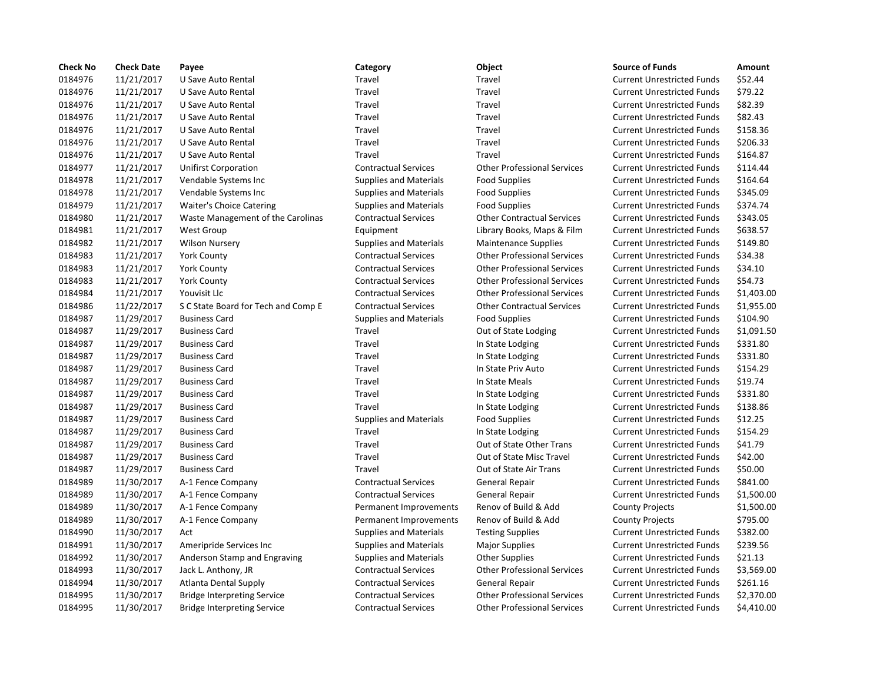| Check No | Check Date | Payee | Category | Object | Source of Funds | Amount |
|---|---|---|---|---|---|---|
| 0184976 | 11/21/2017 | U Save Auto Rental | Travel | Travel | Current Unrestricted Funds | $52.44 |
| 0184976 | 11/21/2017 | U Save Auto Rental | Travel | Travel | Current Unrestricted Funds | $79.22 |
| 0184976 | 11/21/2017 | U Save Auto Rental | Travel | Travel | Current Unrestricted Funds | $82.39 |
| 0184976 | 11/21/2017 | U Save Auto Rental | Travel | Travel | Current Unrestricted Funds | $82.43 |
| 0184976 | 11/21/2017 | U Save Auto Rental | Travel | Travel | Current Unrestricted Funds | $158.36 |
| 0184976 | 11/21/2017 | U Save Auto Rental | Travel | Travel | Current Unrestricted Funds | $206.33 |
| 0184976 | 11/21/2017 | U Save Auto Rental | Travel | Travel | Current Unrestricted Funds | $164.87 |
| 0184977 | 11/21/2017 | Unifirst Corporation | Contractual Services | Other Professional Services | Current Unrestricted Funds | $114.44 |
| 0184978 | 11/21/2017 | Vendable Systems Inc | Supplies and Materials | Food Supplies | Current Unrestricted Funds | $164.64 |
| 0184978 | 11/21/2017 | Vendable Systems Inc | Supplies and Materials | Food Supplies | Current Unrestricted Funds | $345.09 |
| 0184979 | 11/21/2017 | Waiter's Choice Catering | Supplies and Materials | Food Supplies | Current Unrestricted Funds | $374.74 |
| 0184980 | 11/21/2017 | Waste Management of the Carolinas | Contractual Services | Other Contractual Services | Current Unrestricted Funds | $343.05 |
| 0184981 | 11/21/2017 | West Group | Equipment | Library Books, Maps & Film | Current Unrestricted Funds | $638.57 |
| 0184982 | 11/21/2017 | Wilson Nursery | Supplies and Materials | Maintenance Supplies | Current Unrestricted Funds | $149.80 |
| 0184983 | 11/21/2017 | York County | Contractual Services | Other Professional Services | Current Unrestricted Funds | $34.38 |
| 0184983 | 11/21/2017 | York County | Contractual Services | Other Professional Services | Current Unrestricted Funds | $34.10 |
| 0184983 | 11/21/2017 | York County | Contractual Services | Other Professional Services | Current Unrestricted Funds | $54.73 |
| 0184984 | 11/21/2017 | Youvisit Llc | Contractual Services | Other Professional Services | Current Unrestricted Funds | $1,403.00 |
| 0184986 | 11/22/2017 | S C State Board for Tech and Comp E | Contractual Services | Other Contractual Services | Current Unrestricted Funds | $1,955.00 |
| 0184987 | 11/29/2017 | Business Card | Supplies and Materials | Food Supplies | Current Unrestricted Funds | $104.90 |
| 0184987 | 11/29/2017 | Business Card | Travel | Out of State Lodging | Current Unrestricted Funds | $1,091.50 |
| 0184987 | 11/29/2017 | Business Card | Travel | In State Lodging | Current Unrestricted Funds | $331.80 |
| 0184987 | 11/29/2017 | Business Card | Travel | In State Lodging | Current Unrestricted Funds | $331.80 |
| 0184987 | 11/29/2017 | Business Card | Travel | In State Priv Auto | Current Unrestricted Funds | $154.29 |
| 0184987 | 11/29/2017 | Business Card | Travel | In State Meals | Current Unrestricted Funds | $19.74 |
| 0184987 | 11/29/2017 | Business Card | Travel | In State Lodging | Current Unrestricted Funds | $331.80 |
| 0184987 | 11/29/2017 | Business Card | Travel | In State Lodging | Current Unrestricted Funds | $138.86 |
| 0184987 | 11/29/2017 | Business Card | Supplies and Materials | Food Supplies | Current Unrestricted Funds | $12.25 |
| 0184987 | 11/29/2017 | Business Card | Travel | In State Lodging | Current Unrestricted Funds | $154.29 |
| 0184987 | 11/29/2017 | Business Card | Travel | Out of State Other Trans | Current Unrestricted Funds | $41.79 |
| 0184987 | 11/29/2017 | Business Card | Travel | Out of State Misc Travel | Current Unrestricted Funds | $42.00 |
| 0184987 | 11/29/2017 | Business Card | Travel | Out of State Air Trans | Current Unrestricted Funds | $50.00 |
| 0184989 | 11/30/2017 | A-1 Fence Company | Contractual Services | General Repair | Current Unrestricted Funds | $841.00 |
| 0184989 | 11/30/2017 | A-1 Fence Company | Contractual Services | General Repair | Current Unrestricted Funds | $1,500.00 |
| 0184989 | 11/30/2017 | A-1 Fence Company | Permanent Improvements | Renov of Build & Add | County Projects | $1,500.00 |
| 0184989 | 11/30/2017 | A-1 Fence Company | Permanent Improvements | Renov of Build & Add | County Projects | $795.00 |
| 0184990 | 11/30/2017 | Act | Supplies and Materials | Testing Supplies | Current Unrestricted Funds | $382.00 |
| 0184991 | 11/30/2017 | Ameripride Services Inc | Supplies and Materials | Major Supplies | Current Unrestricted Funds | $239.56 |
| 0184992 | 11/30/2017 | Anderson Stamp and Engraving | Supplies and Materials | Other Supplies | Current Unrestricted Funds | $21.13 |
| 0184993 | 11/30/2017 | Jack L. Anthony, JR | Contractual Services | Other Professional Services | Current Unrestricted Funds | $3,569.00 |
| 0184994 | 11/30/2017 | Atlanta Dental Supply | Contractual Services | General Repair | Current Unrestricted Funds | $261.16 |
| 0184995 | 11/30/2017 | Bridge Interpreting Service | Contractual Services | Other Professional Services | Current Unrestricted Funds | $2,370.00 |
| 0184995 | 11/30/2017 | Bridge Interpreting Service | Contractual Services | Other Professional Services | Current Unrestricted Funds | $4,410.00 |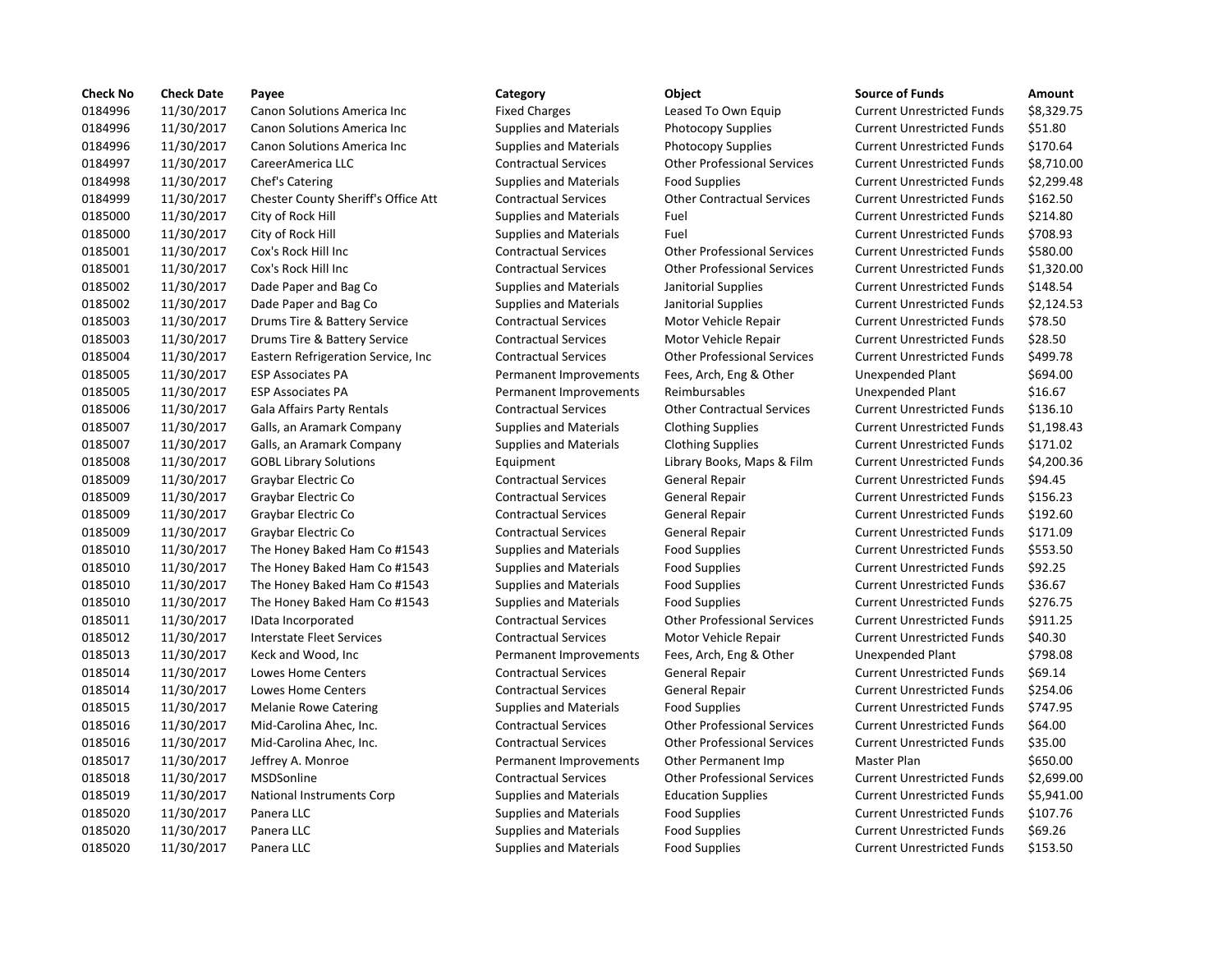| Check No | Check Date | Payee | Category | Object | Source of Funds | Amount |
| --- | --- | --- | --- | --- | --- | --- |
| 0184996 | 11/30/2017 | Canon Solutions America Inc | Fixed Charges | Leased To Own Equip | Current Unrestricted Funds | $8,329.75 |
| 0184996 | 11/30/2017 | Canon Solutions America Inc | Supplies and Materials | Photocopy Supplies | Current Unrestricted Funds | $51.80 |
| 0184996 | 11/30/2017 | Canon Solutions America Inc | Supplies and Materials | Photocopy Supplies | Current Unrestricted Funds | $170.64 |
| 0184997 | 11/30/2017 | CareerAmerica LLC | Contractual Services | Other Professional Services | Current Unrestricted Funds | $8,710.00 |
| 0184998 | 11/30/2017 | Chef's Catering | Supplies and Materials | Food Supplies | Current Unrestricted Funds | $2,299.48 |
| 0184999 | 11/30/2017 | Chester County Sheriff's Office Att | Contractual Services | Other Contractual Services | Current Unrestricted Funds | $162.50 |
| 0185000 | 11/30/2017 | City of Rock Hill | Supplies and Materials | Fuel | Current Unrestricted Funds | $214.80 |
| 0185000 | 11/30/2017 | City of Rock Hill | Supplies and Materials | Fuel | Current Unrestricted Funds | $708.93 |
| 0185001 | 11/30/2017 | Cox's Rock Hill Inc | Contractual Services | Other Professional Services | Current Unrestricted Funds | $580.00 |
| 0185001 | 11/30/2017 | Cox's Rock Hill Inc | Contractual Services | Other Professional Services | Current Unrestricted Funds | $1,320.00 |
| 0185002 | 11/30/2017 | Dade Paper and Bag Co | Supplies and Materials | Janitorial Supplies | Current Unrestricted Funds | $148.54 |
| 0185002 | 11/30/2017 | Dade Paper and Bag Co | Supplies and Materials | Janitorial Supplies | Current Unrestricted Funds | $2,124.53 |
| 0185003 | 11/30/2017 | Drums Tire & Battery Service | Contractual Services | Motor Vehicle Repair | Current Unrestricted Funds | $78.50 |
| 0185003 | 11/30/2017 | Drums Tire & Battery Service | Contractual Services | Motor Vehicle Repair | Current Unrestricted Funds | $28.50 |
| 0185004 | 11/30/2017 | Eastern Refrigeration Service, Inc | Contractual Services | Other Professional Services | Current Unrestricted Funds | $499.78 |
| 0185005 | 11/30/2017 | ESP Associates PA | Permanent Improvements | Fees, Arch, Eng & Other | Unexpended Plant | $694.00 |
| 0185005 | 11/30/2017 | ESP Associates PA | Permanent Improvements | Reimbursables | Unexpended Plant | $16.67 |
| 0185006 | 11/30/2017 | Gala Affairs Party Rentals | Contractual Services | Other Contractual Services | Current Unrestricted Funds | $136.10 |
| 0185007 | 11/30/2017 | Galls, an Aramark Company | Supplies and Materials | Clothing Supplies | Current Unrestricted Funds | $1,198.43 |
| 0185007 | 11/30/2017 | Galls, an Aramark Company | Supplies and Materials | Clothing Supplies | Current Unrestricted Funds | $171.02 |
| 0185008 | 11/30/2017 | GOBL Library Solutions | Equipment | Library Books, Maps & Film | Current Unrestricted Funds | $4,200.36 |
| 0185009 | 11/30/2017 | Graybar Electric Co | Contractual Services | General Repair | Current Unrestricted Funds | $94.45 |
| 0185009 | 11/30/2017 | Graybar Electric Co | Contractual Services | General Repair | Current Unrestricted Funds | $156.23 |
| 0185009 | 11/30/2017 | Graybar Electric Co | Contractual Services | General Repair | Current Unrestricted Funds | $192.60 |
| 0185009 | 11/30/2017 | Graybar Electric Co | Contractual Services | General Repair | Current Unrestricted Funds | $171.09 |
| 0185010 | 11/30/2017 | The Honey Baked Ham Co #1543 | Supplies and Materials | Food Supplies | Current Unrestricted Funds | $553.50 |
| 0185010 | 11/30/2017 | The Honey Baked Ham Co #1543 | Supplies and Materials | Food Supplies | Current Unrestricted Funds | $92.25 |
| 0185010 | 11/30/2017 | The Honey Baked Ham Co #1543 | Supplies and Materials | Food Supplies | Current Unrestricted Funds | $36.67 |
| 0185010 | 11/30/2017 | The Honey Baked Ham Co #1543 | Supplies and Materials | Food Supplies | Current Unrestricted Funds | $276.75 |
| 0185011 | 11/30/2017 | IData Incorporated | Contractual Services | Other Professional Services | Current Unrestricted Funds | $911.25 |
| 0185012 | 11/30/2017 | Interstate Fleet Services | Contractual Services | Motor Vehicle Repair | Current Unrestricted Funds | $40.30 |
| 0185013 | 11/30/2017 | Keck and Wood, Inc | Permanent Improvements | Fees, Arch, Eng & Other | Unexpended Plant | $798.08 |
| 0185014 | 11/30/2017 | Lowes Home Centers | Contractual Services | General Repair | Current Unrestricted Funds | $69.14 |
| 0185014 | 11/30/2017 | Lowes Home Centers | Contractual Services | General Repair | Current Unrestricted Funds | $254.06 |
| 0185015 | 11/30/2017 | Melanie Rowe Catering | Supplies and Materials | Food Supplies | Current Unrestricted Funds | $747.95 |
| 0185016 | 11/30/2017 | Mid-Carolina Ahec, Inc. | Contractual Services | Other Professional Services | Current Unrestricted Funds | $64.00 |
| 0185016 | 11/30/2017 | Mid-Carolina Ahec, Inc. | Contractual Services | Other Professional Services | Current Unrestricted Funds | $35.00 |
| 0185017 | 11/30/2017 | Jeffrey A. Monroe | Permanent Improvements | Other Permanent Imp | Master Plan | $650.00 |
| 0185018 | 11/30/2017 | MSDSonline | Contractual Services | Other Professional Services | Current Unrestricted Funds | $2,699.00 |
| 0185019 | 11/30/2017 | National Instruments Corp | Supplies and Materials | Education Supplies | Current Unrestricted Funds | $5,941.00 |
| 0185020 | 11/30/2017 | Panera LLC | Supplies and Materials | Food Supplies | Current Unrestricted Funds | $107.76 |
| 0185020 | 11/30/2017 | Panera LLC | Supplies and Materials | Food Supplies | Current Unrestricted Funds | $69.26 |
| 0185020 | 11/30/2017 | Panera LLC | Supplies and Materials | Food Supplies | Current Unrestricted Funds | $153.50 |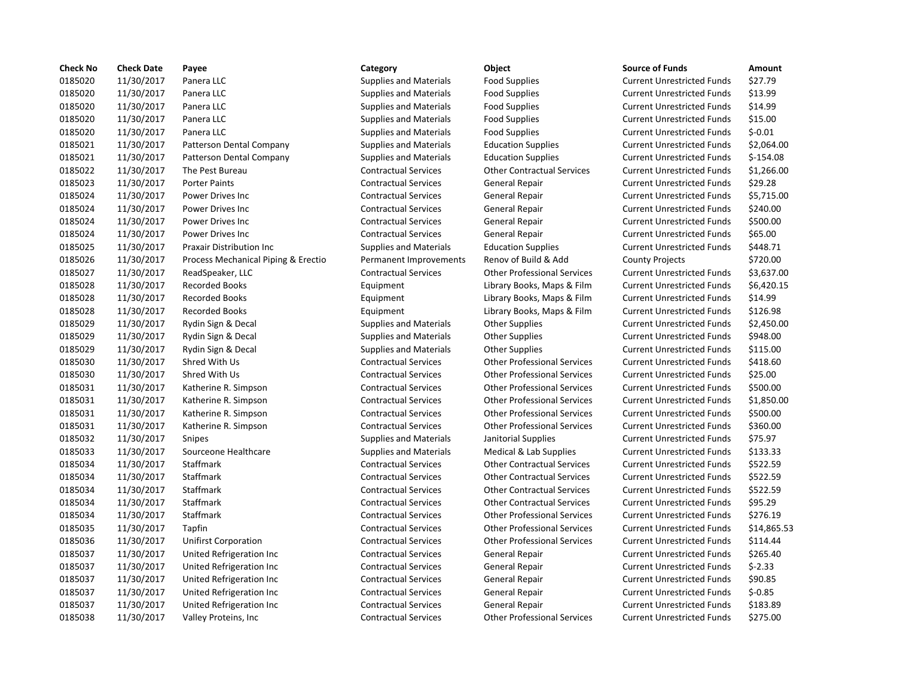| Check No | Check Date | Payee | Category | Object | Source of Funds | Amount |
|---|---|---|---|---|---|---|
| 0185020 | 11/30/2017 | Panera LLC | Supplies and Materials | Food Supplies | Current Unrestricted Funds | $27.79 |
| 0185020 | 11/30/2017 | Panera LLC | Supplies and Materials | Food Supplies | Current Unrestricted Funds | $13.99 |
| 0185020 | 11/30/2017 | Panera LLC | Supplies and Materials | Food Supplies | Current Unrestricted Funds | $14.99 |
| 0185020 | 11/30/2017 | Panera LLC | Supplies and Materials | Food Supplies | Current Unrestricted Funds | $15.00 |
| 0185020 | 11/30/2017 | Panera LLC | Supplies and Materials | Food Supplies | Current Unrestricted Funds | $-0.01 |
| 0185021 | 11/30/2017 | Patterson Dental Company | Supplies and Materials | Education Supplies | Current Unrestricted Funds | $2,064.00 |
| 0185021 | 11/30/2017 | Patterson Dental Company | Supplies and Materials | Education Supplies | Current Unrestricted Funds | $-154.08 |
| 0185022 | 11/30/2017 | The Pest Bureau | Contractual Services | Other Contractual Services | Current Unrestricted Funds | $1,266.00 |
| 0185023 | 11/30/2017 | Porter Paints | Contractual Services | General Repair | Current Unrestricted Funds | $29.28 |
| 0185024 | 11/30/2017 | Power Drives Inc | Contractual Services | General Repair | Current Unrestricted Funds | $5,715.00 |
| 0185024 | 11/30/2017 | Power Drives Inc | Contractual Services | General Repair | Current Unrestricted Funds | $240.00 |
| 0185024 | 11/30/2017 | Power Drives Inc | Contractual Services | General Repair | Current Unrestricted Funds | $500.00 |
| 0185024 | 11/30/2017 | Power Drives Inc | Contractual Services | General Repair | Current Unrestricted Funds | $65.00 |
| 0185025 | 11/30/2017 | Praxair Distribution Inc | Supplies and Materials | Education Supplies | Current Unrestricted Funds | $448.71 |
| 0185026 | 11/30/2017 | Process Mechanical Piping & Erectio | Permanent Improvements | Renov of Build & Add | County Projects | $720.00 |
| 0185027 | 11/30/2017 | ReadSpeaker, LLC | Contractual Services | Other Professional Services | Current Unrestricted Funds | $3,637.00 |
| 0185028 | 11/30/2017 | Recorded Books | Equipment | Library Books, Maps & Film | Current Unrestricted Funds | $6,420.15 |
| 0185028 | 11/30/2017 | Recorded Books | Equipment | Library Books, Maps & Film | Current Unrestricted Funds | $14.99 |
| 0185028 | 11/30/2017 | Recorded Books | Equipment | Library Books, Maps & Film | Current Unrestricted Funds | $126.98 |
| 0185029 | 11/30/2017 | Rydin Sign & Decal | Supplies and Materials | Other Supplies | Current Unrestricted Funds | $2,450.00 |
| 0185029 | 11/30/2017 | Rydin Sign & Decal | Supplies and Materials | Other Supplies | Current Unrestricted Funds | $948.00 |
| 0185029 | 11/30/2017 | Rydin Sign & Decal | Supplies and Materials | Other Supplies | Current Unrestricted Funds | $115.00 |
| 0185030 | 11/30/2017 | Shred With Us | Contractual Services | Other Professional Services | Current Unrestricted Funds | $418.60 |
| 0185030 | 11/30/2017 | Shred With Us | Contractual Services | Other Professional Services | Current Unrestricted Funds | $25.00 |
| 0185031 | 11/30/2017 | Katherine R. Simpson | Contractual Services | Other Professional Services | Current Unrestricted Funds | $500.00 |
| 0185031 | 11/30/2017 | Katherine R. Simpson | Contractual Services | Other Professional Services | Current Unrestricted Funds | $1,850.00 |
| 0185031 | 11/30/2017 | Katherine R. Simpson | Contractual Services | Other Professional Services | Current Unrestricted Funds | $500.00 |
| 0185031 | 11/30/2017 | Katherine R. Simpson | Contractual Services | Other Professional Services | Current Unrestricted Funds | $360.00 |
| 0185032 | 11/30/2017 | Snipes | Supplies and Materials | Janitorial Supplies | Current Unrestricted Funds | $75.97 |
| 0185033 | 11/30/2017 | Sourceone Healthcare | Supplies and Materials | Medical & Lab Supplies | Current Unrestricted Funds | $133.33 |
| 0185034 | 11/30/2017 | Staffmark | Contractual Services | Other Contractual Services | Current Unrestricted Funds | $522.59 |
| 0185034 | 11/30/2017 | Staffmark | Contractual Services | Other Contractual Services | Current Unrestricted Funds | $522.59 |
| 0185034 | 11/30/2017 | Staffmark | Contractual Services | Other Contractual Services | Current Unrestricted Funds | $522.59 |
| 0185034 | 11/30/2017 | Staffmark | Contractual Services | Other Contractual Services | Current Unrestricted Funds | $95.29 |
| 0185034 | 11/30/2017 | Staffmark | Contractual Services | Other Professional Services | Current Unrestricted Funds | $276.19 |
| 0185035 | 11/30/2017 | Tapfin | Contractual Services | Other Professional Services | Current Unrestricted Funds | $14,865.53 |
| 0185036 | 11/30/2017 | Unifirst Corporation | Contractual Services | Other Professional Services | Current Unrestricted Funds | $114.44 |
| 0185037 | 11/30/2017 | United Refrigeration Inc | Contractual Services | General Repair | Current Unrestricted Funds | $265.40 |
| 0185037 | 11/30/2017 | United Refrigeration Inc | Contractual Services | General Repair | Current Unrestricted Funds | $-2.33 |
| 0185037 | 11/30/2017 | United Refrigeration Inc | Contractual Services | General Repair | Current Unrestricted Funds | $90.85 |
| 0185037 | 11/30/2017 | United Refrigeration Inc | Contractual Services | General Repair | Current Unrestricted Funds | $-0.85 |
| 0185037 | 11/30/2017 | United Refrigeration Inc | Contractual Services | General Repair | Current Unrestricted Funds | $183.89 |
| 0185038 | 11/30/2017 | Valley Proteins, Inc | Contractual Services | Other Professional Services | Current Unrestricted Funds | $275.00 |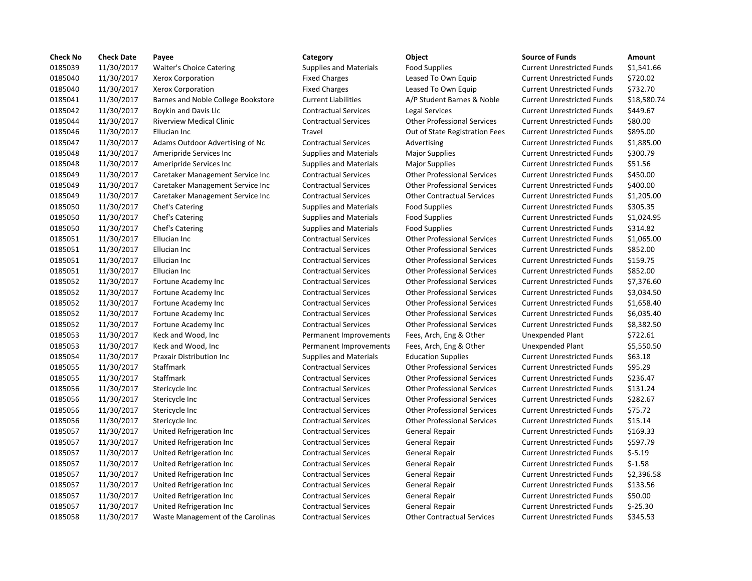| Check No | Check Date | Payee | Category | Object | Source of Funds | Amount |
|---|---|---|---|---|---|---|
| 0185039 | 11/30/2017 | Waiter's Choice Catering | Supplies and Materials | Food Supplies | Current Unrestricted Funds | $1,541.66 |
| 0185040 | 11/30/2017 | Xerox Corporation | Fixed Charges | Leased To Own Equip | Current Unrestricted Funds | $720.02 |
| 0185040 | 11/30/2017 | Xerox Corporation | Fixed Charges | Leased To Own Equip | Current Unrestricted Funds | $732.70 |
| 0185041 | 11/30/2017 | Barnes and Noble College Bookstore | Current Liabilities | A/P Student Barnes & Noble | Current Unrestricted Funds | $18,580.74 |
| 0185042 | 11/30/2017 | Boykin and Davis Llc | Contractual Services | Legal Services | Current Unrestricted Funds | $449.67 |
| 0185044 | 11/30/2017 | Riverview Medical Clinic | Contractual Services | Other Professional Services | Current Unrestricted Funds | $80.00 |
| 0185046 | 11/30/2017 | Ellucian Inc | Travel | Out of State Registration Fees | Current Unrestricted Funds | $895.00 |
| 0185047 | 11/30/2017 | Adams Outdoor Advertising of Nc | Contractual Services | Advertising | Current Unrestricted Funds | $1,885.00 |
| 0185048 | 11/30/2017 | Ameripride Services Inc | Supplies and Materials | Major Supplies | Current Unrestricted Funds | $300.79 |
| 0185048 | 11/30/2017 | Ameripride Services Inc | Supplies and Materials | Major Supplies | Current Unrestricted Funds | $51.56 |
| 0185049 | 11/30/2017 | Caretaker Management Service Inc | Contractual Services | Other Professional Services | Current Unrestricted Funds | $450.00 |
| 0185049 | 11/30/2017 | Caretaker Management Service Inc | Contractual Services | Other Professional Services | Current Unrestricted Funds | $400.00 |
| 0185049 | 11/30/2017 | Caretaker Management Service Inc | Contractual Services | Other Contractual Services | Current Unrestricted Funds | $1,205.00 |
| 0185050 | 11/30/2017 | Chef's Catering | Supplies and Materials | Food Supplies | Current Unrestricted Funds | $305.35 |
| 0185050 | 11/30/2017 | Chef's Catering | Supplies and Materials | Food Supplies | Current Unrestricted Funds | $1,024.95 |
| 0185050 | 11/30/2017 | Chef's Catering | Supplies and Materials | Food Supplies | Current Unrestricted Funds | $314.82 |
| 0185051 | 11/30/2017 | Ellucian Inc | Contractual Services | Other Professional Services | Current Unrestricted Funds | $1,065.00 |
| 0185051 | 11/30/2017 | Ellucian Inc | Contractual Services | Other Professional Services | Current Unrestricted Funds | $852.00 |
| 0185051 | 11/30/2017 | Ellucian Inc | Contractual Services | Other Professional Services | Current Unrestricted Funds | $159.75 |
| 0185051 | 11/30/2017 | Ellucian Inc | Contractual Services | Other Professional Services | Current Unrestricted Funds | $852.00 |
| 0185052 | 11/30/2017 | Fortune Academy Inc | Contractual Services | Other Professional Services | Current Unrestricted Funds | $7,376.60 |
| 0185052 | 11/30/2017 | Fortune Academy Inc | Contractual Services | Other Professional Services | Current Unrestricted Funds | $3,034.50 |
| 0185052 | 11/30/2017 | Fortune Academy Inc | Contractual Services | Other Professional Services | Current Unrestricted Funds | $1,658.40 |
| 0185052 | 11/30/2017 | Fortune Academy Inc | Contractual Services | Other Professional Services | Current Unrestricted Funds | $6,035.40 |
| 0185052 | 11/30/2017 | Fortune Academy Inc | Contractual Services | Other Professional Services | Current Unrestricted Funds | $8,382.50 |
| 0185053 | 11/30/2017 | Keck and Wood, Inc | Permanent Improvements | Fees, Arch, Eng & Other | Unexpended Plant | $722.61 |
| 0185053 | 11/30/2017 | Keck and Wood, Inc | Permanent Improvements | Fees, Arch, Eng & Other | Unexpended Plant | $5,550.50 |
| 0185054 | 11/30/2017 | Praxair Distribution Inc | Supplies and Materials | Education Supplies | Current Unrestricted Funds | $63.18 |
| 0185055 | 11/30/2017 | Staffmark | Contractual Services | Other Professional Services | Current Unrestricted Funds | $95.29 |
| 0185055 | 11/30/2017 | Staffmark | Contractual Services | Other Professional Services | Current Unrestricted Funds | $236.47 |
| 0185056 | 11/30/2017 | Stericycle Inc | Contractual Services | Other Professional Services | Current Unrestricted Funds | $131.24 |
| 0185056 | 11/30/2017 | Stericycle Inc | Contractual Services | Other Professional Services | Current Unrestricted Funds | $282.67 |
| 0185056 | 11/30/2017 | Stericycle Inc | Contractual Services | Other Professional Services | Current Unrestricted Funds | $75.72 |
| 0185056 | 11/30/2017 | Stericycle Inc | Contractual Services | Other Professional Services | Current Unrestricted Funds | $15.14 |
| 0185057 | 11/30/2017 | United Refrigeration Inc | Contractual Services | General Repair | Current Unrestricted Funds | $169.33 |
| 0185057 | 11/30/2017 | United Refrigeration Inc | Contractual Services | General Repair | Current Unrestricted Funds | $597.79 |
| 0185057 | 11/30/2017 | United Refrigeration Inc | Contractual Services | General Repair | Current Unrestricted Funds | $-5.19 |
| 0185057 | 11/30/2017 | United Refrigeration Inc | Contractual Services | General Repair | Current Unrestricted Funds | $-1.58 |
| 0185057 | 11/30/2017 | United Refrigeration Inc | Contractual Services | General Repair | Current Unrestricted Funds | $2,396.58 |
| 0185057 | 11/30/2017 | United Refrigeration Inc | Contractual Services | General Repair | Current Unrestricted Funds | $133.56 |
| 0185057 | 11/30/2017 | United Refrigeration Inc | Contractual Services | General Repair | Current Unrestricted Funds | $50.00 |
| 0185057 | 11/30/2017 | United Refrigeration Inc | Contractual Services | General Repair | Current Unrestricted Funds | $-25.30 |
| 0185058 | 11/30/2017 | Waste Management of the Carolinas | Contractual Services | Other Contractual Services | Current Unrestricted Funds | $345.53 |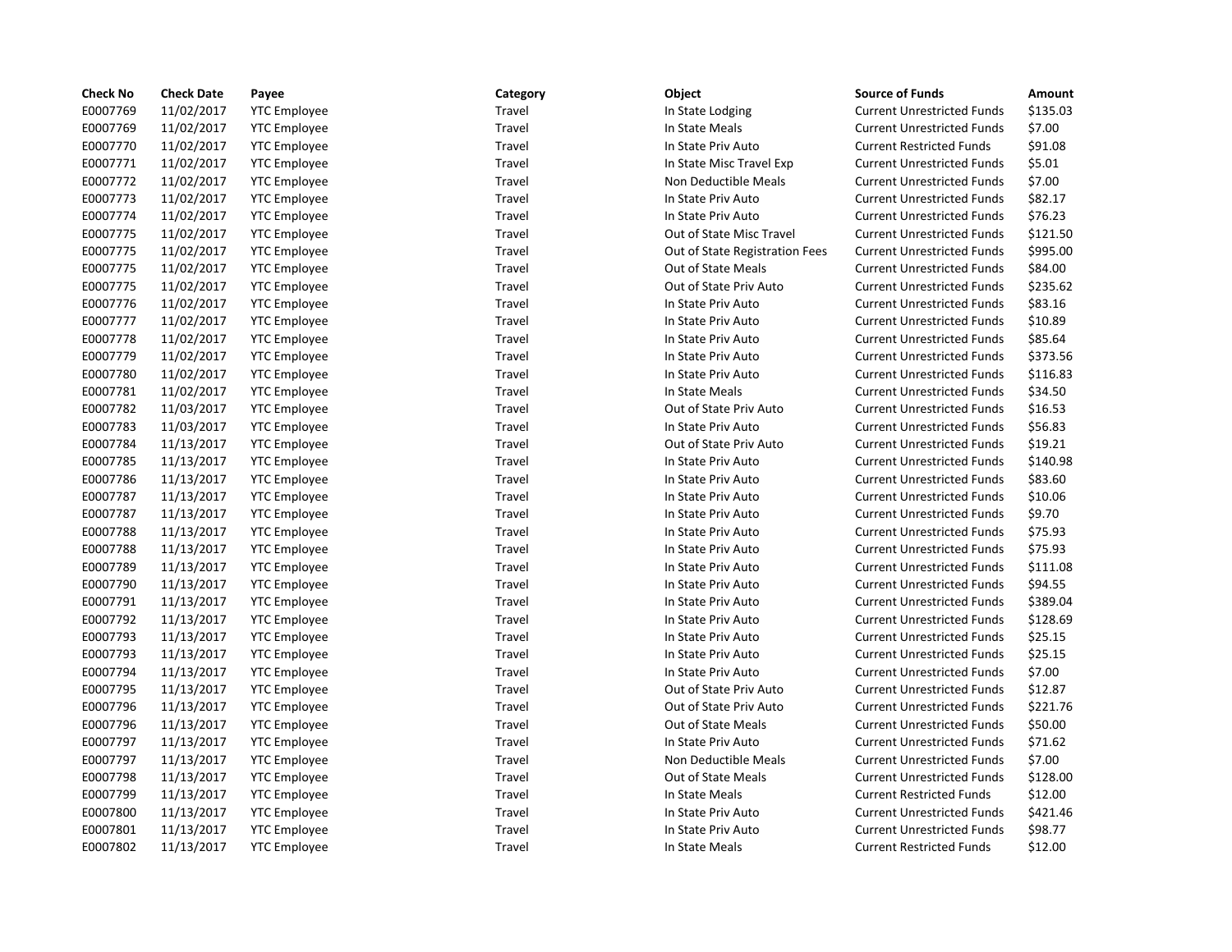| Check No | Check Date | Payee | Category | Object | Source of Funds | Amount |
|---|---|---|---|---|---|---|
| E0007769 | 11/02/2017 | YTC Employee | Travel | In State Lodging | Current Unrestricted Funds | $135.03 |
| E0007769 | 11/02/2017 | YTC Employee | Travel | In State Meals | Current Unrestricted Funds | $7.00 |
| E0007770 | 11/02/2017 | YTC Employee | Travel | In State Priv Auto | Current Restricted Funds | $91.08 |
| E0007771 | 11/02/2017 | YTC Employee | Travel | In State Misc Travel Exp | Current Unrestricted Funds | $5.01 |
| E0007772 | 11/02/2017 | YTC Employee | Travel | Non Deductible Meals | Current Unrestricted Funds | $7.00 |
| E0007773 | 11/02/2017 | YTC Employee | Travel | In State Priv Auto | Current Unrestricted Funds | $82.17 |
| E0007774 | 11/02/2017 | YTC Employee | Travel | In State Priv Auto | Current Unrestricted Funds | $76.23 |
| E0007775 | 11/02/2017 | YTC Employee | Travel | Out of State Misc Travel | Current Unrestricted Funds | $121.50 |
| E0007775 | 11/02/2017 | YTC Employee | Travel | Out of State Registration Fees | Current Unrestricted Funds | $995.00 |
| E0007775 | 11/02/2017 | YTC Employee | Travel | Out of State Meals | Current Unrestricted Funds | $84.00 |
| E0007775 | 11/02/2017 | YTC Employee | Travel | Out of State Priv Auto | Current Unrestricted Funds | $235.62 |
| E0007776 | 11/02/2017 | YTC Employee | Travel | In State Priv Auto | Current Unrestricted Funds | $83.16 |
| E0007777 | 11/02/2017 | YTC Employee | Travel | In State Priv Auto | Current Unrestricted Funds | $10.89 |
| E0007778 | 11/02/2017 | YTC Employee | Travel | In State Priv Auto | Current Unrestricted Funds | $85.64 |
| E0007779 | 11/02/2017 | YTC Employee | Travel | In State Priv Auto | Current Unrestricted Funds | $373.56 |
| E0007780 | 11/02/2017 | YTC Employee | Travel | In State Priv Auto | Current Unrestricted Funds | $116.83 |
| E0007781 | 11/02/2017 | YTC Employee | Travel | In State Meals | Current Unrestricted Funds | $34.50 |
| E0007782 | 11/03/2017 | YTC Employee | Travel | Out of State Priv Auto | Current Unrestricted Funds | $16.53 |
| E0007783 | 11/03/2017 | YTC Employee | Travel | In State Priv Auto | Current Unrestricted Funds | $56.83 |
| E0007784 | 11/13/2017 | YTC Employee | Travel | Out of State Priv Auto | Current Unrestricted Funds | $19.21 |
| E0007785 | 11/13/2017 | YTC Employee | Travel | In State Priv Auto | Current Unrestricted Funds | $140.98 |
| E0007786 | 11/13/2017 | YTC Employee | Travel | In State Priv Auto | Current Unrestricted Funds | $83.60 |
| E0007787 | 11/13/2017 | YTC Employee | Travel | In State Priv Auto | Current Unrestricted Funds | $10.06 |
| E0007787 | 11/13/2017 | YTC Employee | Travel | In State Priv Auto | Current Unrestricted Funds | $9.70 |
| E0007788 | 11/13/2017 | YTC Employee | Travel | In State Priv Auto | Current Unrestricted Funds | $75.93 |
| E0007788 | 11/13/2017 | YTC Employee | Travel | In State Priv Auto | Current Unrestricted Funds | $75.93 |
| E0007789 | 11/13/2017 | YTC Employee | Travel | In State Priv Auto | Current Unrestricted Funds | $111.08 |
| E0007790 | 11/13/2017 | YTC Employee | Travel | In State Priv Auto | Current Unrestricted Funds | $94.55 |
| E0007791 | 11/13/2017 | YTC Employee | Travel | In State Priv Auto | Current Unrestricted Funds | $389.04 |
| E0007792 | 11/13/2017 | YTC Employee | Travel | In State Priv Auto | Current Unrestricted Funds | $128.69 |
| E0007793 | 11/13/2017 | YTC Employee | Travel | In State Priv Auto | Current Unrestricted Funds | $25.15 |
| E0007793 | 11/13/2017 | YTC Employee | Travel | In State Priv Auto | Current Unrestricted Funds | $25.15 |
| E0007794 | 11/13/2017 | YTC Employee | Travel | In State Priv Auto | Current Unrestricted Funds | $7.00 |
| E0007795 | 11/13/2017 | YTC Employee | Travel | Out of State Priv Auto | Current Unrestricted Funds | $12.87 |
| E0007796 | 11/13/2017 | YTC Employee | Travel | Out of State Priv Auto | Current Unrestricted Funds | $221.76 |
| E0007796 | 11/13/2017 | YTC Employee | Travel | Out of State Meals | Current Unrestricted Funds | $50.00 |
| E0007797 | 11/13/2017 | YTC Employee | Travel | In State Priv Auto | Current Unrestricted Funds | $71.62 |
| E0007797 | 11/13/2017 | YTC Employee | Travel | Non Deductible Meals | Current Unrestricted Funds | $7.00 |
| E0007798 | 11/13/2017 | YTC Employee | Travel | Out of State Meals | Current Unrestricted Funds | $128.00 |
| E0007799 | 11/13/2017 | YTC Employee | Travel | In State Meals | Current Restricted Funds | $12.00 |
| E0007800 | 11/13/2017 | YTC Employee | Travel | In State Priv Auto | Current Unrestricted Funds | $421.46 |
| E0007801 | 11/13/2017 | YTC Employee | Travel | In State Priv Auto | Current Unrestricted Funds | $98.77 |
| E0007802 | 11/13/2017 | YTC Employee | Travel | In State Meals | Current Restricted Funds | $12.00 |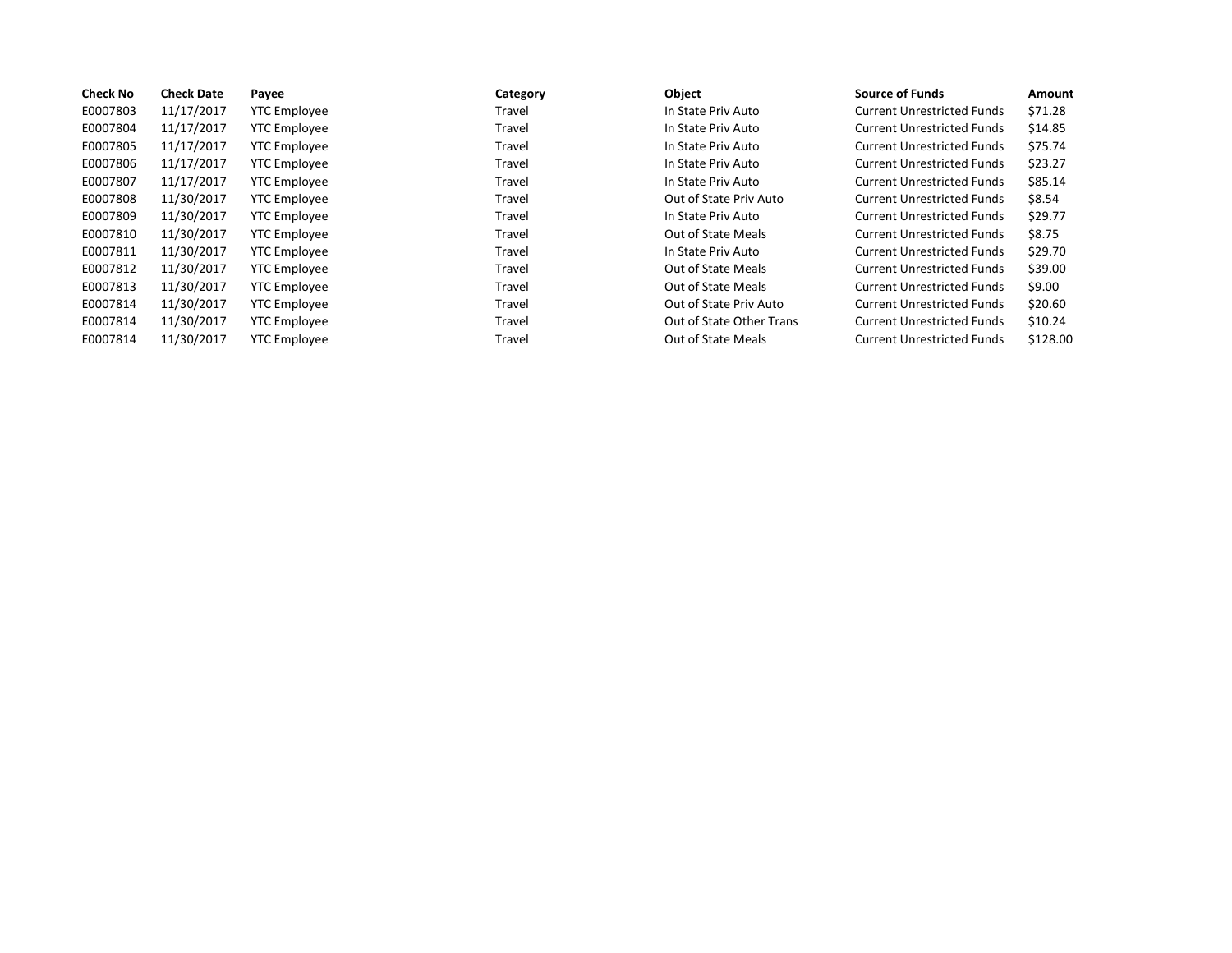| Check No | Check Date | Payee | Category | Object | Source of Funds | Amount |
|---|---|---|---|---|---|---|
| E0007803 | 11/17/2017 | YTC Employee | Travel | In State Priv Auto | Current Unrestricted Funds | $71.28 |
| E0007804 | 11/17/2017 | YTC Employee | Travel | In State Priv Auto | Current Unrestricted Funds | $14.85 |
| E0007805 | 11/17/2017 | YTC Employee | Travel | In State Priv Auto | Current Unrestricted Funds | $75.74 |
| E0007806 | 11/17/2017 | YTC Employee | Travel | In State Priv Auto | Current Unrestricted Funds | $23.27 |
| E0007807 | 11/17/2017 | YTC Employee | Travel | In State Priv Auto | Current Unrestricted Funds | $85.14 |
| E0007808 | 11/30/2017 | YTC Employee | Travel | Out of State Priv Auto | Current Unrestricted Funds | $8.54 |
| E0007809 | 11/30/2017 | YTC Employee | Travel | In State Priv Auto | Current Unrestricted Funds | $29.77 |
| E0007810 | 11/30/2017 | YTC Employee | Travel | Out of State Meals | Current Unrestricted Funds | $8.75 |
| E0007811 | 11/30/2017 | YTC Employee | Travel | In State Priv Auto | Current Unrestricted Funds | $29.70 |
| E0007812 | 11/30/2017 | YTC Employee | Travel | Out of State Meals | Current Unrestricted Funds | $39.00 |
| E0007813 | 11/30/2017 | YTC Employee | Travel | Out of State Meals | Current Unrestricted Funds | $9.00 |
| E0007814 | 11/30/2017 | YTC Employee | Travel | Out of State Priv Auto | Current Unrestricted Funds | $20.60 |
| E0007814 | 11/30/2017 | YTC Employee | Travel | Out of State Other Trans | Current Unrestricted Funds | $10.24 |
| E0007814 | 11/30/2017 | YTC Employee | Travel | Out of State Meals | Current Unrestricted Funds | $128.00 |